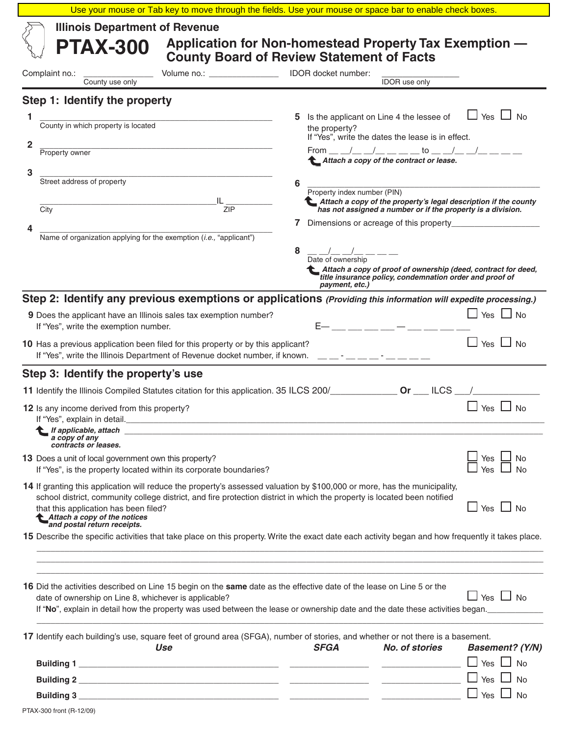Use your mouse or Tab key to move through the fields. Use your mouse or space bar to enable check boxes.

Illinois Department of Revenue

# PTAX-300 Application for Non-homestead Property Tax Exemption — County Board of Review Statement of Facts

Complaint no.: _____________ (County use only) Volume no.: _____________ IDOR docket number: _____________ (IDOR use only)

## Step 1: Identify the property

1 ______________________________________________
County in which property is located

2 ______________________________________________
Property owner

3 ______________________________________________
Street address of property

______________________________ IL __________
City ZIP

4 ______________________________________________
Name of organization applying for the exemption (*i.e.,* "applicant")

5 Is the applicant on Line 4 the lessee of the property? ☐ Yes ☐ No
If "Yes", write the dates the lease is in effect.
From __ __/__ __/__ __ __ __ to __ __/__ __/__ __ __ __
***Attach a copy of the contract or lease.***

6 ______________________________________________
Property index number (PIN)
***Attach a copy of the property's legal description if the county has not assigned a number or if the property is a division.***

7 Dimensions or acreage of this property__________________

8 __ __/__ __/__ __ __ __
Date of ownership
***Attach a copy of proof of ownership (deed, contract for deed, title insurance policy, condemnation order and proof of payment, etc.)***

## Step 2: Identify any previous exemptions or applications *(Providing this information will expedite processing.)*

9 Does the applicant have an Illinois sales tax exemption number? ☐ Yes ☐ No
If "Yes", write the exemption number. E— ___ ___ ___ ___ — ___ ___ ___ ___

10 Has a previous application been filed for this property or by this applicant? ☐ Yes ☐ No
If "Yes", write the Illinois Department of Revenue docket number, if known. __ __ - __ __ __ - __ __ __ __

## Step 3: Identify the property's use

11 Identify the Illinois Compiled Statutes citation for this application. 35 ILCS 200/_____________ **Or** ___ ILCS ___/_____________

12 Is any income derived from this property? ☐ Yes ☐ No
If "Yes", explain in detail.______________________________________________
***If applicable, attach a copy of any contracts or leases.*** ______________________________________________

13 Does a unit of local government own this property? ☐ Yes ☐ No
If "Yes", is the property located within its corporate boundaries? ☐ Yes ☐ No

14 If granting this application will reduce the property's assessed valuation by $100,000 or more, has the municipality, school district, community college district, and fire protection district in which the property is located been notified that this application has been filed? ☐ Yes ☐ No
***Attach a copy of the notices and postal return receipts.***

15 Describe the specific activities that take place on this property. Write the exact date each activity began and how frequently it takes place.
______________________________________________
______________________________________________
______________________________________________

16 Did the activities described on Line 15 begin on the **same** date as the effective date of the lease on Line 5 or the date of ownership on Line 8, whichever is applicable? ☐ Yes ☐ No
If "**No**", explain in detail how the property was used between the lease or ownership date and the date these activities began.____________
______________________________________________

17 Identify each building's use, square feet of ground area (SFGA), number of stories, and whether or not there is a basement.

| | *Use* | *SFGA* | *No. of stories* | *Basement? (Y/N)* |
|---|---|---|---|---|
| **Building 1** | ______________ | ________ | ________ | ☐ Yes ☐ No |
| **Building 2** | ______________ | ________ | ________ | ☐ Yes ☐ No |
| **Building 3** | ______________ | ________ | ________ | ☐ Yes ☐ No |

PTAX-300 front (R-12/09)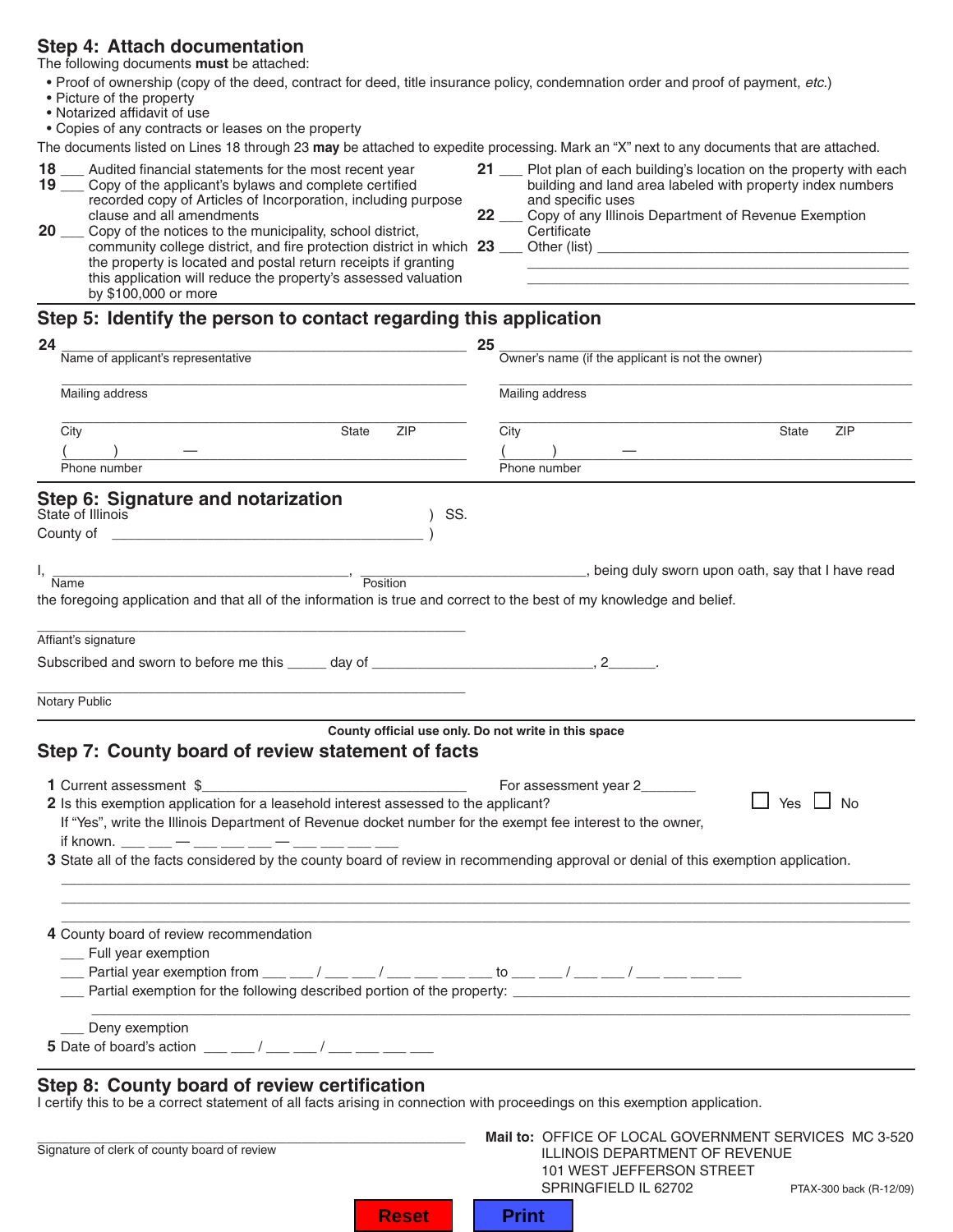## Step 4: Attach documentation

The following documents **must** be attached:

- Proof of ownership (copy of the deed, contract for deed, title insurance policy, condemnation order and proof of payment, *etc.*)
- Picture of the property
- Notarized affidavit of use
- Copies of any contracts or leases on the property

The documents listed on Lines 18 through 23 **may** be attached to expedite processing. Mark an "X" next to any documents that are attached.

**18** ___ Audited financial statements for the most recent year

**19** ___ Copy of the applicant's bylaws and complete certified recorded copy of Articles of Incorporation, including purpose clause and all amendments

**20** ___ Copy of the notices to the municipality, school district, community college district, and fire protection district in which the property is located and postal return receipts if granting this application will reduce the property's assessed valuation by $100,000 or more

**21** ___ Plot plan of each building's location on the property with each building and land area labeled with property index numbers and specific uses

**22** ___ Copy of any Illinois Department of Revenue Exemption Certificate

**23** ___ Other (list) ______________________________________________

______________________________________________

______________________________________________

## Step 5: Identify the person to contact regarding this application

**24** ______________________________________________
Name of applicant's representative

______________________________________________
Mailing address

______________________________________________
City State ZIP

( ) — ______________________________________________
Phone number

**25** ______________________________________________
Owner's name (if the applicant is not the owner)

______________________________________________
Mailing address

______________________________________________
City State ZIP

( ) — ______________________________________________
Phone number

## Step 6: Signature and notarization

State of Illinois ) SS.
County of ______________________________ )

I, ______________________________, ______________________________, being duly sworn upon oath, say that I have read
Name Position

the foregoing application and that all of the information is true and correct to the best of my knowledge and belief.

______________________________________________
Affiant's signature

Subscribed and sworn to before me this _____ day of ______________________________, 2______.

______________________________________________
Notary Public

**County official use only. Do not write in this space**

## Step 7: County board of review statement of facts

**1** Current assessment $______________________________ For assessment year 2_______

**2** Is this exemption application for a leasehold interest assessed to the applicant? ☐ Yes ☐ No
If "Yes", write the Illinois Department of Revenue docket number for the exempt fee interest to the owner, if known. ___ ___ — ___ ___ ___ — ___ ___ ___ ___

**3** State all of the facts considered by the county board of review in recommending approval or denial of this exemption application.

______________________________________________________________________________

______________________________________________________________________________

______________________________________________________________________________

**4** County board of review recommendation

___ Full year exemption

___ Partial year exemption from ___ ___ / ___ ___ / ___ ___ ___ ___ to ___ ___ / ___ ___ / ___ ___ ___ ___

___ Partial exemption for the following described portion of the property: ______________________________

______________________________________________________________________________

___ Deny exemption

**5** Date of board's action ___ ___ / ___ ___ / ___ ___ ___ ___

## Step 8: County board of review certification

I certify this to be a correct statement of all facts arising in connection with proceedings on this exemption application.

______________________________________________
Signature of clerk of county board of review

**Mail to:** OFFICE OF LOCAL GOVERNMENT SERVICES MC 3-520
ILLINOIS DEPARTMENT OF REVENUE
101 WEST JEFFERSON STREET
SPRINGFIELD IL 62702

PTAX-300 back (R-12/09)

Reset Print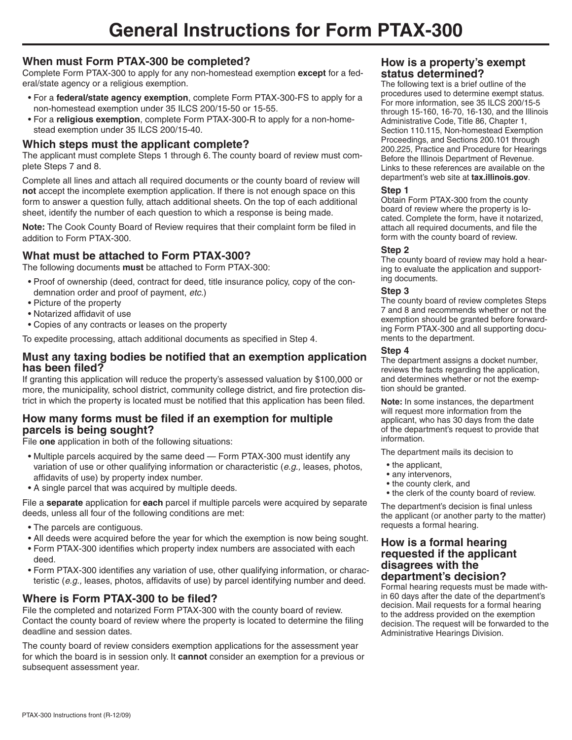# General Instructions for Form PTAX-300

## When must Form PTAX-300 be completed?

Complete Form PTAX-300 to apply for any non-homestead exemption **except** for a federal/state agency or a religious exemption.

- For a **federal/state agency exemption**, complete Form PTAX-300-FS to apply for a non-homestead exemption under 35 ILCS 200/15-50 or 15-55.
- For a **religious exemption**, complete Form PTAX-300-R to apply for a non-homestead exemption under 35 ILCS 200/15-40.

## Which steps must the applicant complete?

The applicant must complete Steps 1 through 6. The county board of review must complete Steps 7 and 8.

Complete all lines and attach all required documents or the county board of review will **not** accept the incomplete exemption application. If there is not enough space on this form to answer a question fully, attach additional sheets. On the top of each additional sheet, identify the number of each question to which a response is being made.

**Note:** The Cook County Board of Review requires that their complaint form be filed in addition to Form PTAX-300.

## What must be attached to Form PTAX-300?

The following documents **must** be attached to Form PTAX-300:

- Proof of ownership (deed, contract for deed, title insurance policy, copy of the condemnation order and proof of payment, *etc.*)
- Picture of the property
- Notarized affidavit of use
- Copies of any contracts or leases on the property

To expedite processing, attach additional documents as specified in Step 4.

## Must any taxing bodies be notified that an exemption application has been filed?

If granting this application will reduce the property's assessed valuation by $100,000 or more, the municipality, school district, community college district, and fire protection district in which the property is located must be notified that this application has been filed.

## How many forms must be filed if an exemption for multiple parcels is being sought?

File **one** application in both of the following situations:

- Multiple parcels acquired by the same deed — Form PTAX-300 must identify any variation of use or other qualifying information or characteristic (*e.g.,* leases, photos, affidavits of use) by property index number.
- A single parcel that was acquired by multiple deeds.

File a **separate** application for **each** parcel if multiple parcels were acquired by separate deeds, unless all four of the following conditions are met:

- The parcels are contiguous.
- All deeds were acquired before the year for which the exemption is now being sought.
- Form PTAX-300 identifies which property index numbers are associated with each deed.
- Form PTAX-300 identifies any variation of use, other qualifying information, or characteristic (*e.g.,* leases, photos, affidavits of use) by parcel identifying number and deed.

## Where is Form PTAX-300 to be filed?

File the completed and notarized Form PTAX-300 with the county board of review. Contact the county board of review where the property is located to determine the filing deadline and session dates.

The county board of review considers exemption applications for the assessment year for which the board is in session only. It **cannot** consider an exemption for a previous or subsequent assessment year.

## How is a property's exempt status determined?

The following text is a brief outline of the procedures used to determine exempt status. For more information, see 35 ILCS 200/15-5 through 15-160, 16-70, 16-130, and the Illinois Administrative Code, Title 86, Chapter 1, Section 110.115, Non-homestead Exemption Proceedings, and Sections 200.101 through 200.225, Practice and Procedure for Hearings Before the Illinois Department of Revenue. Links to these references are available on the department's web site at **tax.illinois.gov**.

### Step 1

Obtain Form PTAX-300 from the county board of review where the property is located. Complete the form, have it notarized, attach all required documents, and file the form with the county board of review.

### Step 2

The county board of review may hold a hearing to evaluate the application and supporting documents.

### Step 3

The county board of review completes Steps 7 and 8 and recommends whether or not the exemption should be granted before forwarding Form PTAX-300 and all supporting documents to the department.

### Step 4

The department assigns a docket number, reviews the facts regarding the application, and determines whether or not the exemption should be granted.

**Note:** In some instances, the department will request more information from the applicant, who has 30 days from the date of the department's request to provide that information.

The department mails its decision to

- the applicant,
- any intervenors,
- the county clerk, and
- the clerk of the county board of review.

The department's decision is final unless the applicant (or another party to the matter) requests a formal hearing.

## How is a formal hearing requested if the applicant disagrees with the department's decision?

Formal hearing requests must be made within 60 days after the date of the department's decision. Mail requests for a formal hearing to the address provided on the exemption decision. The request will be forwarded to the Administrative Hearings Division.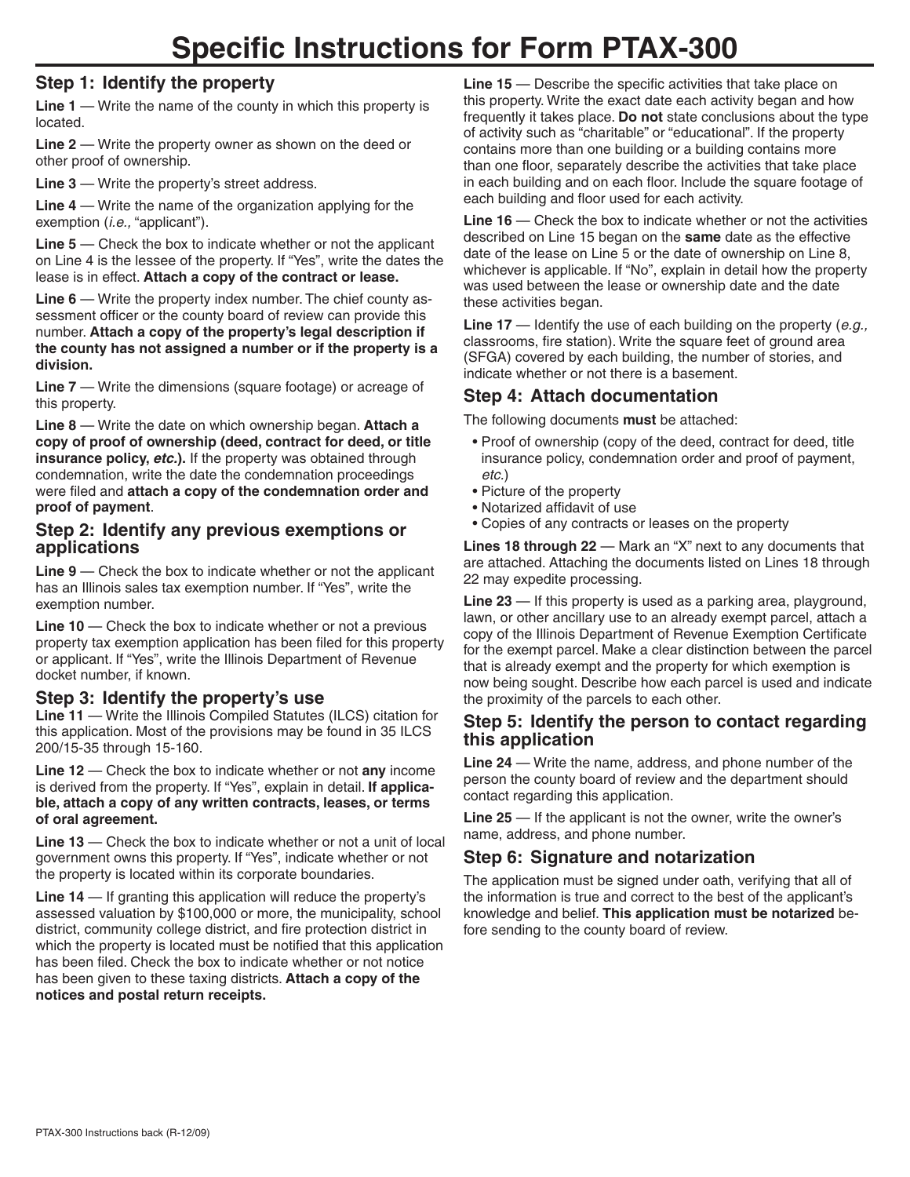# Specific Instructions for Form PTAX-300

## Step 1: Identify the property

**Line 1** — Write the name of the county in which this property is located.

**Line 2** — Write the property owner as shown on the deed or other proof of ownership.

**Line 3** — Write the property's street address.

**Line 4** — Write the name of the organization applying for the exemption (*i.e.,* "applicant").

**Line 5** — Check the box to indicate whether or not the applicant on Line 4 is the lessee of the property. If "Yes", write the dates the lease is in effect. **Attach a copy of the contract or lease.**

**Line 6** — Write the property index number. The chief county assessment officer or the county board of review can provide this number. **Attach a copy of the property's legal description if the county has not assigned a number or if the property is a division.**

**Line 7** — Write the dimensions (square footage) or acreage of this property.

**Line 8** — Write the date on which ownership began. **Attach a copy of proof of ownership (deed, contract for deed, or title insurance policy, *etc.*).** If the property was obtained through condemnation, write the date the condemnation proceedings were filed and **attach a copy of the condemnation order and proof of payment**.

## Step 2: Identify any previous exemptions or applications

**Line 9** — Check the box to indicate whether or not the applicant has an Illinois sales tax exemption number. If "Yes", write the exemption number.

**Line 10** — Check the box to indicate whether or not a previous property tax exemption application has been filed for this property or applicant. If "Yes", write the Illinois Department of Revenue docket number, if known.

## Step 3: Identify the property's use

**Line 11** — Write the Illinois Compiled Statutes (ILCS) citation for this application. Most of the provisions may be found in 35 ILCS 200/15-35 through 15-160.

**Line 12** — Check the box to indicate whether or not **any** income is derived from the property. If "Yes", explain in detail. **If applicable, attach a copy of any written contracts, leases, or terms of oral agreement.**

**Line 13** — Check the box to indicate whether or not a unit of local government owns this property. If "Yes", indicate whether or not the property is located within its corporate boundaries.

**Line 14** — If granting this application will reduce the property's assessed valuation by $100,000 or more, the municipality, school district, community college district, and fire protection district in which the property is located must be notified that this application has been filed. Check the box to indicate whether or not notice has been given to these taxing districts. **Attach a copy of the notices and postal return receipts.**

**Line 15** — Describe the specific activities that take place on this property. Write the exact date each activity began and how frequently it takes place. **Do not** state conclusions about the type of activity such as "charitable" or "educational". If the property contains more than one building or a building contains more than one floor, separately describe the activities that take place in each building and on each floor. Include the square footage of each building and floor used for each activity.

**Line 16** — Check the box to indicate whether or not the activities described on Line 15 began on the **same** date as the effective date of the lease on Line 5 or the date of ownership on Line 8, whichever is applicable. If "No", explain in detail how the property was used between the lease or ownership date and the date these activities began.

**Line 17** — Identify the use of each building on the property (*e.g.,* classrooms, fire station). Write the square feet of ground area (SFGA) covered by each building, the number of stories, and indicate whether or not there is a basement.

## Step 4: Attach documentation

The following documents **must** be attached:

- Proof of ownership (copy of the deed, contract for deed, title insurance policy, condemnation order and proof of payment, *etc.*)
- Picture of the property
- Notarized affidavit of use
- Copies of any contracts or leases on the property

**Lines 18 through 22** — Mark an "X" next to any documents that are attached. Attaching the documents listed on Lines 18 through 22 may expedite processing.

**Line 23** — If this property is used as a parking area, playground, lawn, or other ancillary use to an already exempt parcel, attach a copy of the Illinois Department of Revenue Exemption Certificate for the exempt parcel. Make a clear distinction between the parcel that is already exempt and the property for which exemption is now being sought. Describe how each parcel is used and indicate the proximity of the parcels to each other.

## Step 5: Identify the person to contact regarding this application

**Line 24** — Write the name, address, and phone number of the person the county board of review and the department should contact regarding this application.

**Line 25** — If the applicant is not the owner, write the owner's name, address, and phone number.

## Step 6: Signature and notarization

The application must be signed under oath, verifying that all of the information is true and correct to the best of the applicant's knowledge and belief. **This application must be notarized** before sending to the county board of review.

PTAX-300 Instructions back (R-12/09)